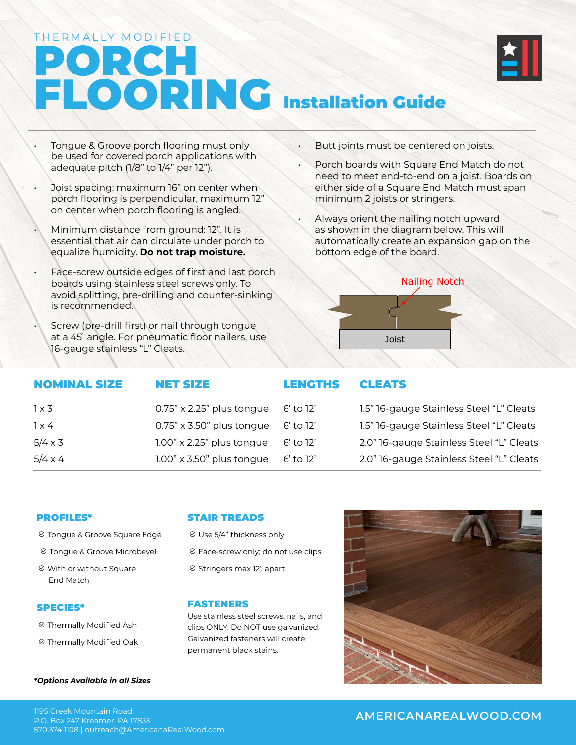THERMALLY MODIFIED

# PORCH FLOORING Installation Guide

- Tongue & Groove porch flooring must only be used for covered porch applications with adequate pitch (1/8" to 1/4" per 12").
- Joist spacing: maximum 16" on center when porch flooring is perpendicular, maximum 12" on center when porch flooring is angled.
- Minimum distance from ground: 12". It is essential that air can circulate under porch to equalize humidity. **Do not trap moisture.**
- Face-screw outside edges of first and last porch boards using stainless steel screws only. To avoid splitting, pre-drilling and counter-sinking is recommended.
- Screw (pre-drill first) or nail through tongue at a 45° angle. For pneumatic floor nailers, use 16-gauge stainless "L" Cleats.
- Butt joints must be centered on joists.
- Porch boards with Square End Match do not need to meet end-to-end on a joist. Boards on either side of a Square End Match must span minimum 2 joists or stringers.
- Always orient the nailing notch upward as shown in the diagram below. This will automatically create an expansion gap on the bottom edge of the board.

Nailing Notch

Joist

| NOMINAL SIZE | NET SIZE | LENGTHS | CLEATS |
|---|---|---|---|
| 1 x 3 | 0.75" x 2.25" plus tongue | 6' to 12' | 1.5" 16-gauge Stainless Steel "L" Cleats |
| 1 x 4 | 0.75" x 3.50" plus tongue | 6' to 12' | 1.5" 16-gauge Stainless Steel "L" Cleats |
| 5/4 x 3 | 1.00" x 2.25" plus tongue | 6' to 12' | 2.0" 16-gauge Stainless Steel "L" Cleats |
| 5/4 x 4 | 1.00" x 3.50" plus tongue | 6' to 12' | 2.0" 16-gauge Stainless Steel "L" Cleats |

## PROFILES*

- Tongue & Groove Square Edge
- Tongue & Groove Microbevel
- With or without Square End Match

## SPECIES*

- Thermally Modified Ash
- Thermally Modified Oak

***Options Available in all Sizes***

## STAIR TREADS

- Use 5/4" thickness only
- Face-screw only; do not use clips
- Stringers max 12" apart

## FASTENERS

Use stainless steel screws, nails, and clips ONLY. Do NOT use galvanized. Galvanized fasteners will create permanent black stains.

1195 Creek Mountain Road
P.O. Box 247 Kreamer, PA 17833
570.374.1108 | outreach@AmericanaRealWood.com

AMERICANAREALWOOD.COM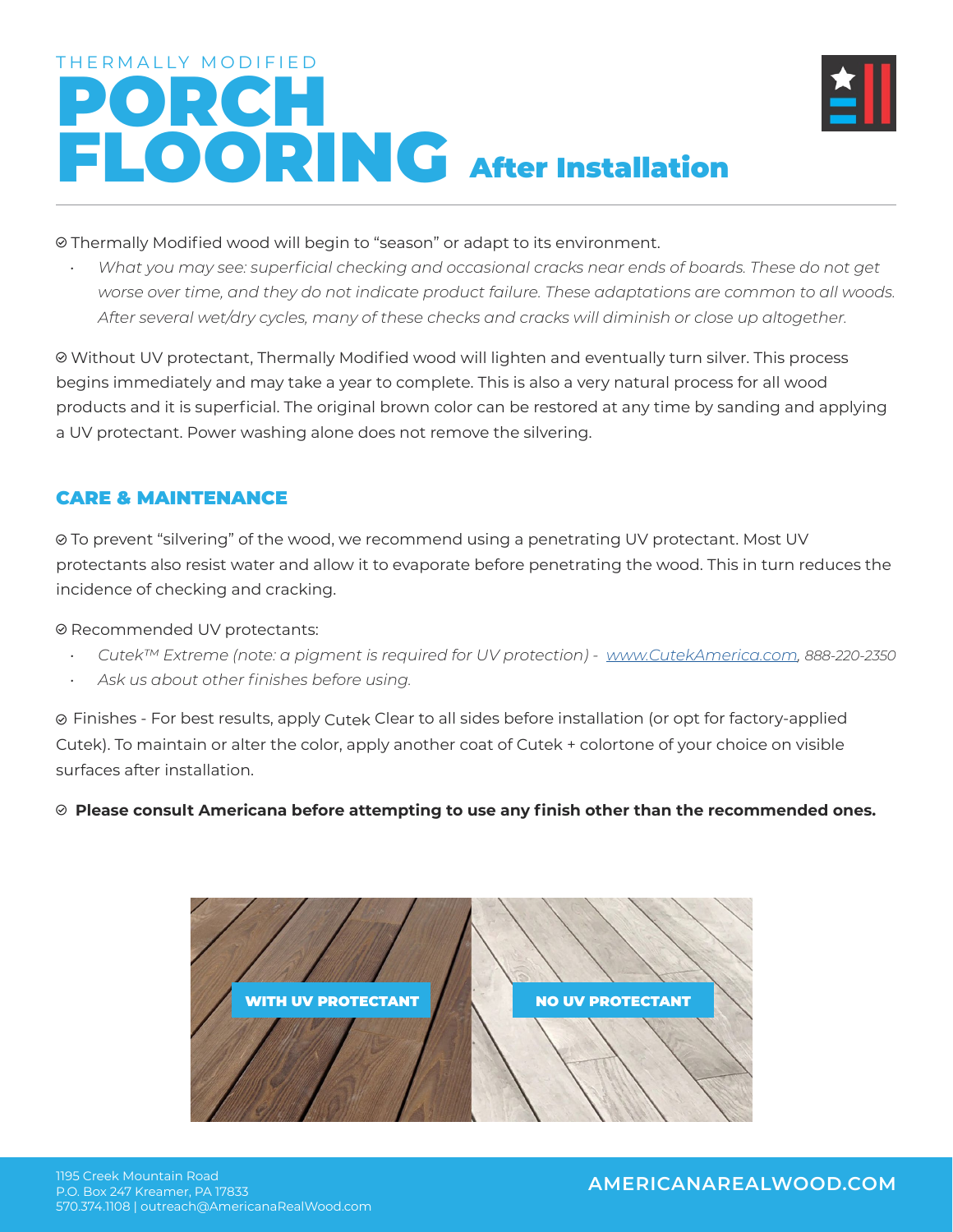THERMALLY MODIFIED

# PORCH FLOORING After Installation

⊘ Thermally Modified wood will begin to "season" or adapt to its environment.

- *What you may see: superficial checking and occasional cracks near ends of boards. These do not get worse over time, and they do not indicate product failure. These adaptations are common to all woods. After several wet/dry cycles, many of these checks and cracks will diminish or close up altogether.*

⊘ Without UV protectant, Thermally Modified wood will lighten and eventually turn silver. This process begins immediately and may take a year to complete. This is also a very natural process for all wood products and it is superficial. The original brown color can be restored at any time by sanding and applying a UV protectant. Power washing alone does not remove the silvering.

## CARE & MAINTENANCE

⊘ To prevent "silvering" of the wood, we recommend using a penetrating UV protectant. Most UV protectants also resist water and allow it to evaporate before penetrating the wood. This in turn reduces the incidence of checking and cracking.

⊘ Recommended UV protectants:

- *Cutek™ Extreme (note: a pigment is required for UV protection) - www.CutekAmerica.com, 888-220-2350*
- *Ask us about other finishes before using.*

⊘ Finishes - For best results, apply Cutek Clear to all sides before installation (or opt for factory-applied Cutek). To maintain or alter the color, apply another coat of Cutek + colortone of your choice on visible surfaces after installation.

⊘ **Please consult Americana before attempting to use any finish other than the recommended ones.**

WITH UV PROTECTANT

NO UV PROTECTANT

1195 Creek Mountain Road
P.O. Box 247 Kreamer, PA 17833
570.374.1108 | outreach@AmericanaRealWood.com

AMERICANAREALWOOD.COM